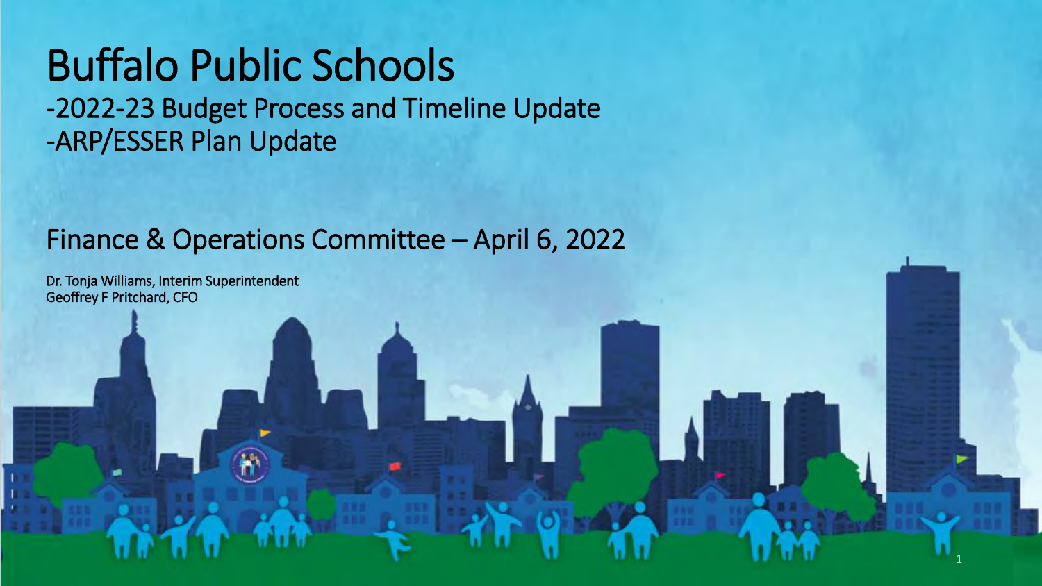# Buffalo Public Schools

## -2022-23 Budget Process and Timeline Update
## -ARP/ESSER Plan Update

## Finance & Operations Committee – April 6, 2022

Dr. Tonja Williams, Interim Superintendent
Geoffrey F Pritchard, CFO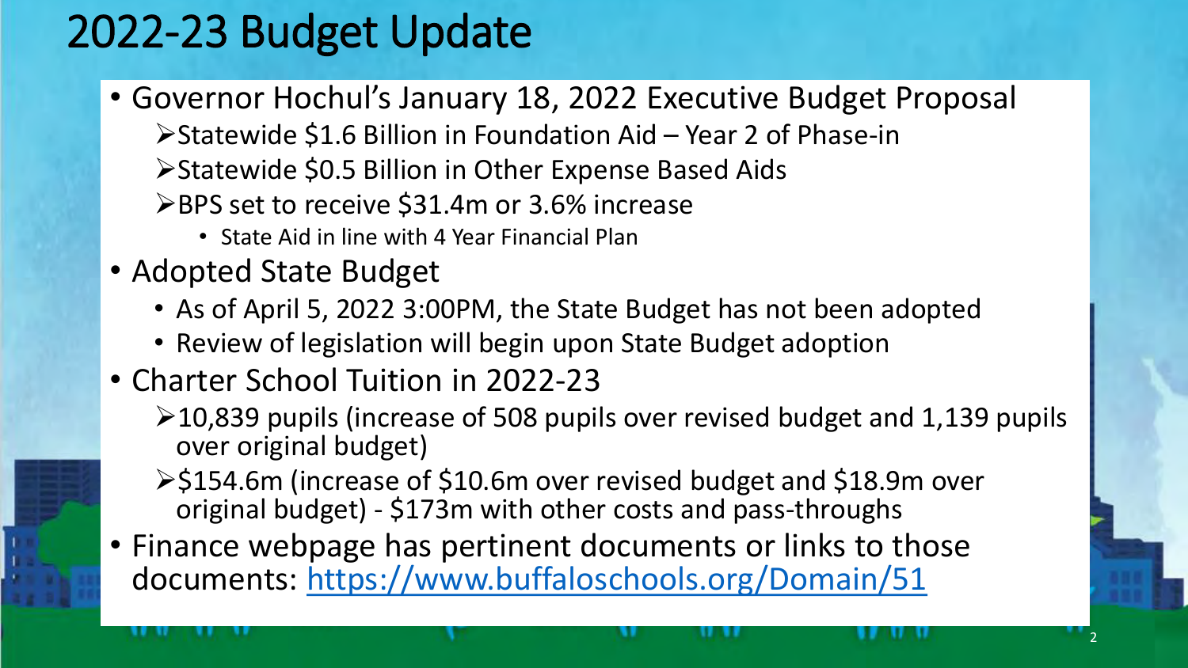# 2022-23 Budget Update

- Governor Hochul's January 18, 2022 Executive Budget Proposal
  - Statewide $1.6 Billion in Foundation Aid – Year 2 of Phase-in
  - Statewide $0.5 Billion in Other Expense Based Aids
  - BPS set to receive $31.4m or 3.6% increase
    - State Aid in line with 4 Year Financial Plan
- Adopted State Budget
  - As of April 5, 2022 3:00PM, the State Budget has not been adopted
  - Review of legislation will begin upon State Budget adoption
- Charter School Tuition in 2022-23
  - 10,839 pupils (increase of 508 pupils over revised budget and 1,139 pupils over original budget)
  - $154.6m (increase of $10.6m over revised budget and $18.9m over original budget) - $173m with other costs and pass-throughs
- Finance webpage has pertinent documents or links to those documents: [https://www.buffaloschools.org/Domain/51](https://www.buffaloschools.org/Domain/51)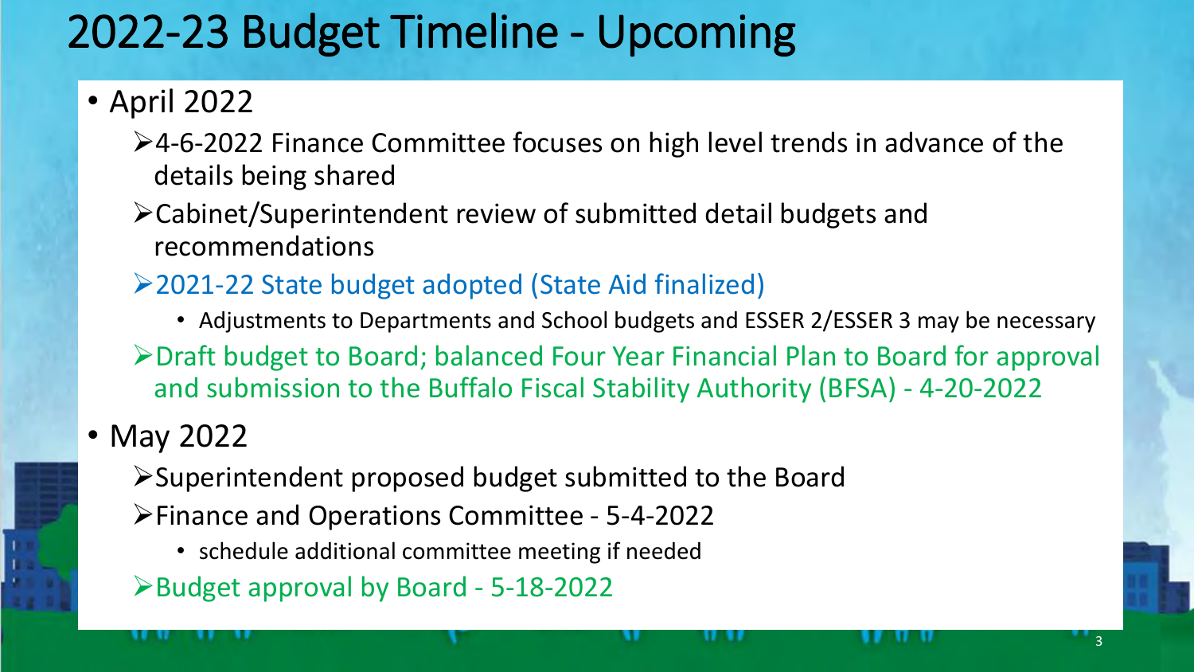# 2022-23 Budget Timeline - Upcoming

- April 2022
  - 4-6-2022 Finance Committee focuses on high level trends in advance of the details being shared
  - Cabinet/Superintendent review of submitted detail budgets and recommendations
  - 2021-22 State budget adopted (State Aid finalized)
    - Adjustments to Departments and School budgets and ESSER 2/ESSER 3 may be necessary
  - Draft budget to Board; balanced Four Year Financial Plan to Board for approval and submission to the Buffalo Fiscal Stability Authority (BFSA) - 4-20-2022
- May 2022
  - Superintendent proposed budget submitted to the Board
  - Finance and Operations Committee - 5-4-2022
    - schedule additional committee meeting if needed
  - Budget approval by Board - 5-18-2022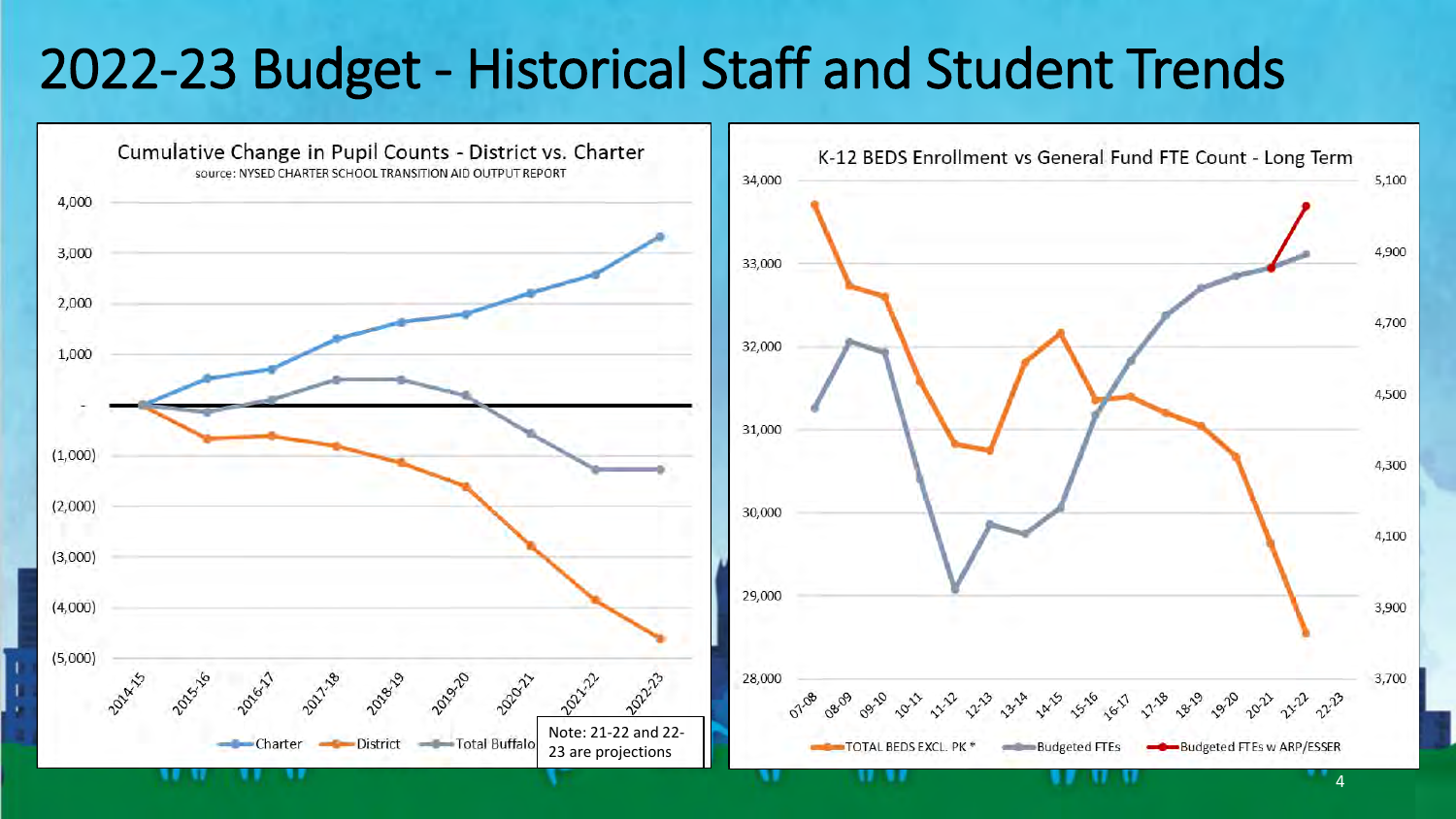# 2022-23 Budget - Historical Staff and Student Trends

**Cumulative Change in Pupil Counts - District vs. Charter**

source: NYSED CHARTER SCHOOL TRANSITION AID OUTPUT REPORT

4,000

3,000

2,000

1,000

-

(1,000)

(2,000)

(3,000)

(4,000)

(5,000)

2014-15 2015-16 2016-17 2017-18 2018-19 2019-20 2020-21 2021-22 2022-23

Charter District Total Buffalo

Note: 21-22 and 22-23 are projections

**K-12 BEDS Enrollment vs General Fund FTE Count - Long Term**

34,000 33,000 32,000 31,000 30,000 29,000 28,000

5,100 4,900 4,700 4,500 4,300 4,100 3,900 3,700

07-08 08-09 09-10 10-11 11-12 12-13 13-14 14-15 15-16 16-17 17-18 18-19 19-20 20-21 21-22 22-23

TOTAL BEDS EXCL. PK * Budgeted FTEs Budgeted FTEs w ARP/ESSER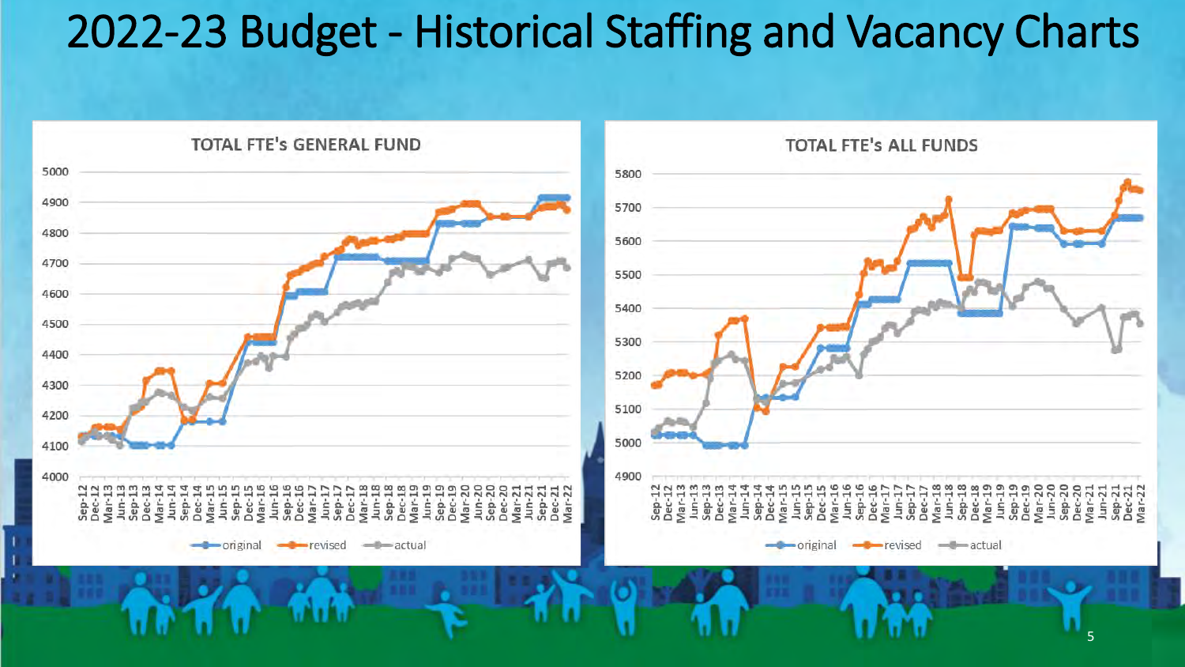# 2022-23 Budget - Historical Staffing and Vacancy Charts

**TOTAL FTE's GENERAL FUND**

Legend: original, revised, actual

**TOTAL FTE's ALL FUNDS**

Legend: original, revised, actual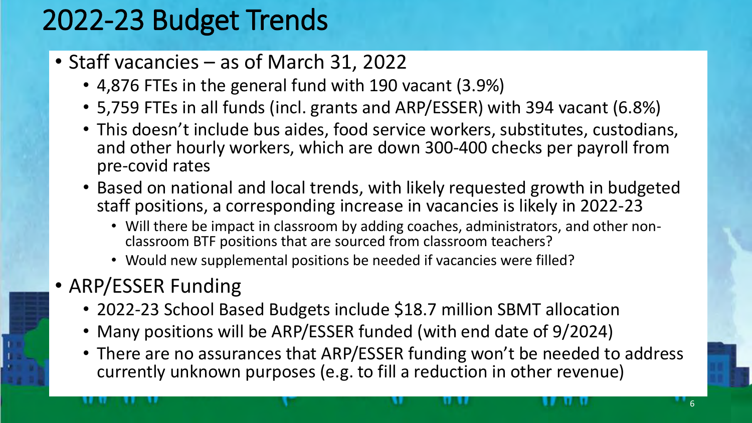# 2022-23 Budget Trends

- Staff vacancies – as of March 31, 2022
  - 4,876 FTEs in the general fund with 190 vacant (3.9%)
  - 5,759 FTEs in all funds (incl. grants and ARP/ESSER) with 394 vacant (6.8%)
  - This doesn't include bus aides, food service workers, substitutes, custodians, and other hourly workers, which are down 300-400 checks per payroll from pre-covid rates
  - Based on national and local trends, with likely requested growth in budgeted staff positions, a corresponding increase in vacancies is likely in 2022-23
    - Will there be impact in classroom by adding coaches, administrators, and other non-classroom BTF positions that are sourced from classroom teachers?
    - Would new supplemental positions be needed if vacancies were filled?
- ARP/ESSER Funding
  - 2022-23 School Based Budgets include $18.7 million SBMT allocation
  - Many positions will be ARP/ESSER funded (with end date of 9/2024)
  - There are no assurances that ARP/ESSER funding won't be needed to address currently unknown purposes (e.g. to fill a reduction in other revenue)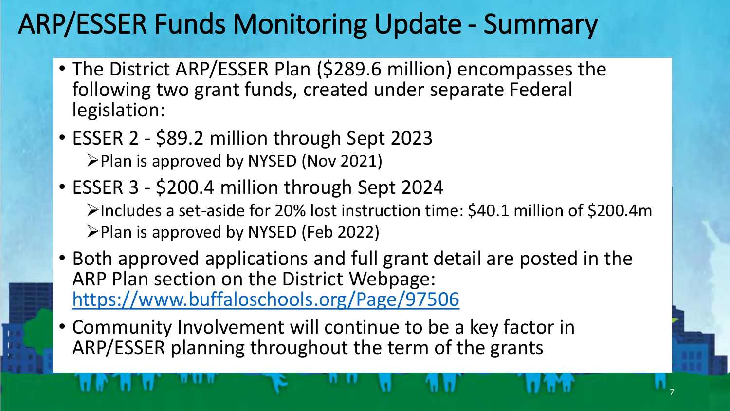# ARP/ESSER Funds Monitoring Update - Summary

- The District ARP/ESSER Plan ($289.6 million) encompasses the following two grant funds, created under separate Federal legislation:
- ESSER 2 - $89.2 million through Sept 2023
  - Plan is approved by NYSED (Nov 2021)
- ESSER 3 - $200.4 million through Sept 2024
  - Includes a set-aside for 20% lost instruction time: $40.1 million of $200.4m
  - Plan is approved by NYSED (Feb 2022)
- Both approved applications and full grant detail are posted in the ARP Plan section on the District Webpage: [https://www.buffaloschools.org/Page/97506](https://www.buffaloschools.org/Page/97506)
- Community Involvement will continue to be a key factor in ARP/ESSER planning throughout the term of the grants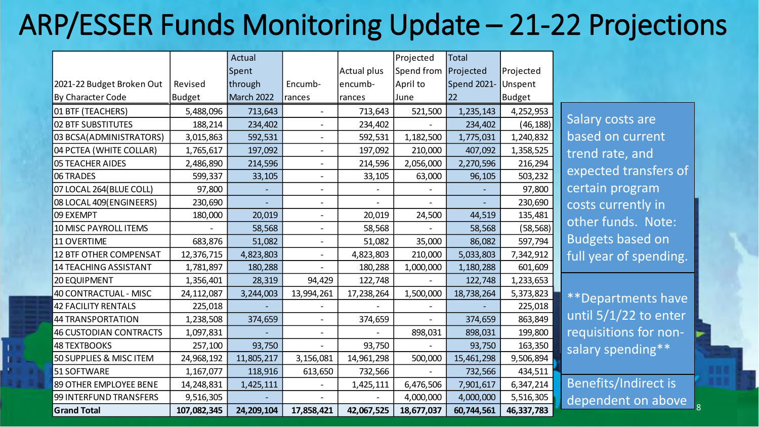# ARP/ESSER Funds Monitoring Update – 21-22 Projections

| 2021-22 Budget Broken Out By Character Code | Revised Budget | Actual Spent through March 2022 | Encumb-rances | Actual plus encumb-rances | Projected Spend from April to June | Total Projected Spend 2021-22 | Projected Unspent Budget |
|---|---|---|---|---|---|---|---|
| 01 BTF (TEACHERS) | 5,488,096 | 713,643 | - | 713,643 | 521,500 | 1,235,143 | 4,252,953 |
| 02 BTF SUBSTITUTES | 188,214 | 234,402 | - | 234,402 | - | 234,402 | (46,188) |
| 03 BCSA(ADMINISTRATORS) | 3,015,863 | 592,531 | - | 592,531 | 1,182,500 | 1,775,031 | 1,240,832 |
| 04 PCTEA (WHITE COLLAR) | 1,765,617 | 197,092 | - | 197,092 | 210,000 | 407,092 | 1,358,525 |
| 05 TEACHER AIDES | 2,486,890 | 214,596 | - | 214,596 | 2,056,000 | 2,270,596 | 216,294 |
| 06 TRADES | 599,337 | 33,105 | - | 33,105 | 63,000 | 96,105 | 503,232 |
| 07 LOCAL 264(BLUE COLL) | 97,800 | - | - | - | - | - | 97,800 |
| 08 LOCAL 409(ENGINEERS) | 230,690 | - | - | - | - | - | 230,690 |
| 09 EXEMPT | 180,000 | 20,019 | - | 20,019 | 24,500 | 44,519 | 135,481 |
| 10 MISC PAYROLL ITEMS | - | 58,568 | - | 58,568 | - | 58,568 | (58,568) |
| 11 OVERTIME | 683,876 | 51,082 | - | 51,082 | 35,000 | 86,082 | 597,794 |
| 12 BTF OTHER COMPENSAT | 12,376,715 | 4,823,803 | - | 4,823,803 | 210,000 | 5,033,803 | 7,342,912 |
| 14 TEACHING ASSISTANT | 1,781,897 | 180,288 | - | 180,288 | 1,000,000 | 1,180,288 | 601,609 |
| 20 EQUIPMENT | 1,356,401 | 28,319 | 94,429 | 122,748 | - | 122,748 | 1,233,653 |
| 40 CONTRACTUAL - MISC | 24,112,087 | 3,244,003 | 13,994,261 | 17,238,264 | 1,500,000 | 18,738,264 | 5,373,823 |
| 42 FACILITY RENTALS | 225,018 | - | - | - | - | - | 225,018 |
| 44 TRANSPORTATION | 1,238,508 | 374,659 | - | 374,659 | - | 374,659 | 863,849 |
| 46 CUSTODIAN CONTRACTS | 1,097,831 | - | - | - | 898,031 | 898,031 | 199,800 |
| 48 TEXTBOOKS | 257,100 | 93,750 | - | 93,750 | - | 93,750 | 163,350 |
| 50 SUPPLIES & MISC ITEM | 24,968,192 | 11,805,217 | 3,156,081 | 14,961,298 | 500,000 | 15,461,298 | 9,506,894 |
| 51 SOFTWARE | 1,167,077 | 118,916 | 613,650 | 732,566 | - | 732,566 | 434,511 |
| 89 OTHER EMPLOYEE BENE | 14,248,831 | 1,425,111 | - | 1,425,111 | 6,476,506 | 7,901,617 | 6,347,214 |
| 99 INTERFUND TRANSFERS | 9,516,305 | - | - | - | 4,000,000 | 4,000,000 | 5,516,305 |
| **Grand Total** | **107,082,345** | **24,209,104** | **17,858,421** | **42,067,525** | **18,677,037** | **60,744,561** | **46,337,783** |

Salary costs are based on current trend rate, and expected transfers of certain program costs currently in other funds. Note: Budgets based on full year of spending.

**Departments have until 5/1/22 to enter requisitions for non-salary spending**

Benefits/Indirect is dependent on above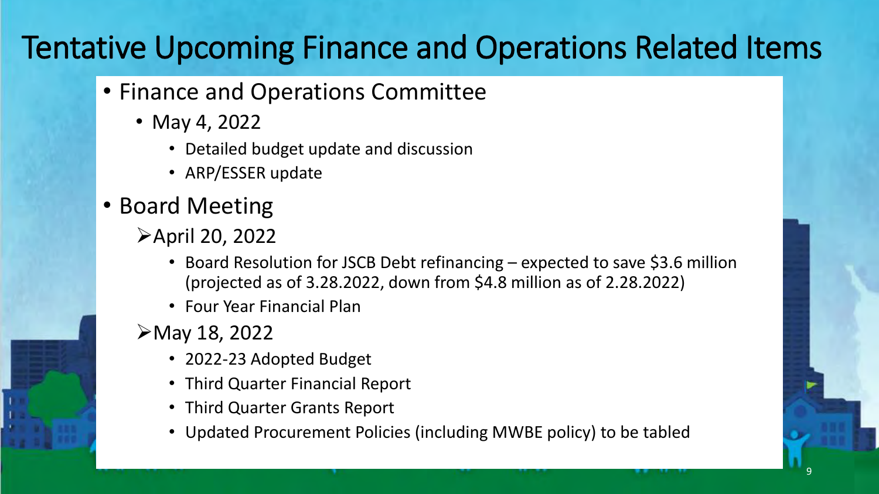# Tentative Upcoming Finance and Operations Related Items

- Finance and Operations Committee
  - May 4, 2022
    - Detailed budget update and discussion
    - ARP/ESSER update
- Board Meeting
  - April 20, 2022
    - Board Resolution for JSCB Debt refinancing – expected to save $3.6 million (projected as of 3.28.2022, down from $4.8 million as of 2.28.2022)
    - Four Year Financial Plan
  - May 18, 2022
    - 2022-23 Adopted Budget
    - Third Quarter Financial Report
    - Third Quarter Grants Report
    - Updated Procurement Policies (including MWBE policy) to be tabled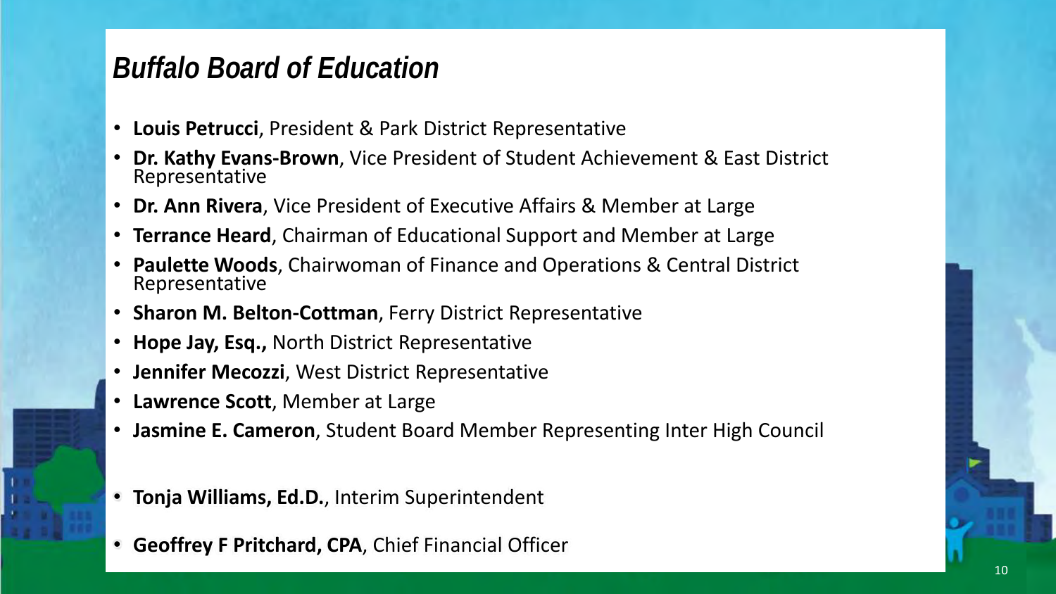## *Buffalo Board of Education*

- **Louis Petrucci**, President & Park District Representative
- **Dr. Kathy Evans-Brown**, Vice President of Student Achievement & East District Representative
- **Dr. Ann Rivera**, Vice President of Executive Affairs & Member at Large
- **Terrance Heard**, Chairman of Educational Support and Member at Large
- **Paulette Woods**, Chairwoman of Finance and Operations & Central District Representative
- **Sharon M. Belton-Cottman**, Ferry District Representative
- **Hope Jay, Esq.,** North District Representative
- **Jennifer Mecozzi**, West District Representative
- **Lawrence Scott**, Member at Large
- **Jasmine E. Cameron**, Student Board Member Representing Inter High Council

- **Tonja Williams, Ed.D.**, Interim Superintendent

- **Geoffrey F Pritchard, CPA**, Chief Financial Officer